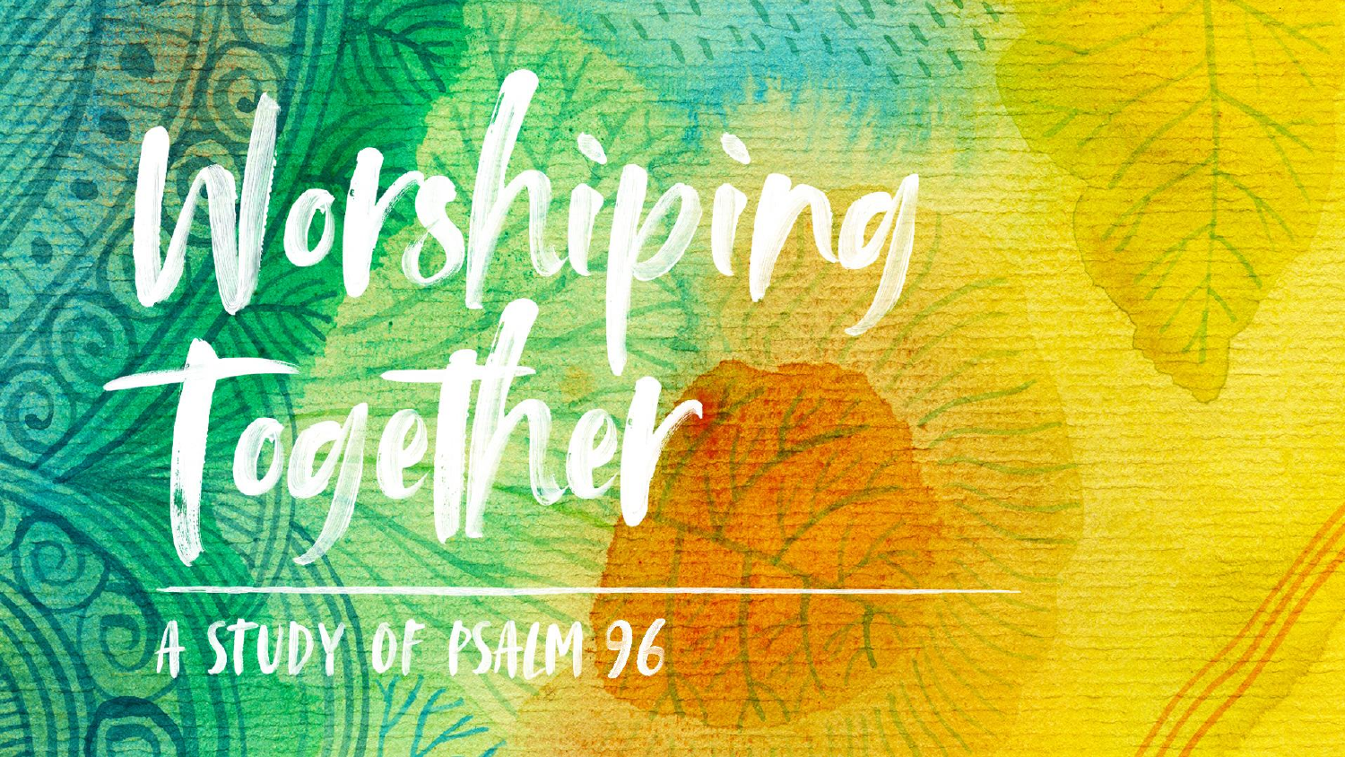# Worshiping Together

## A STUDY OF PSALM 96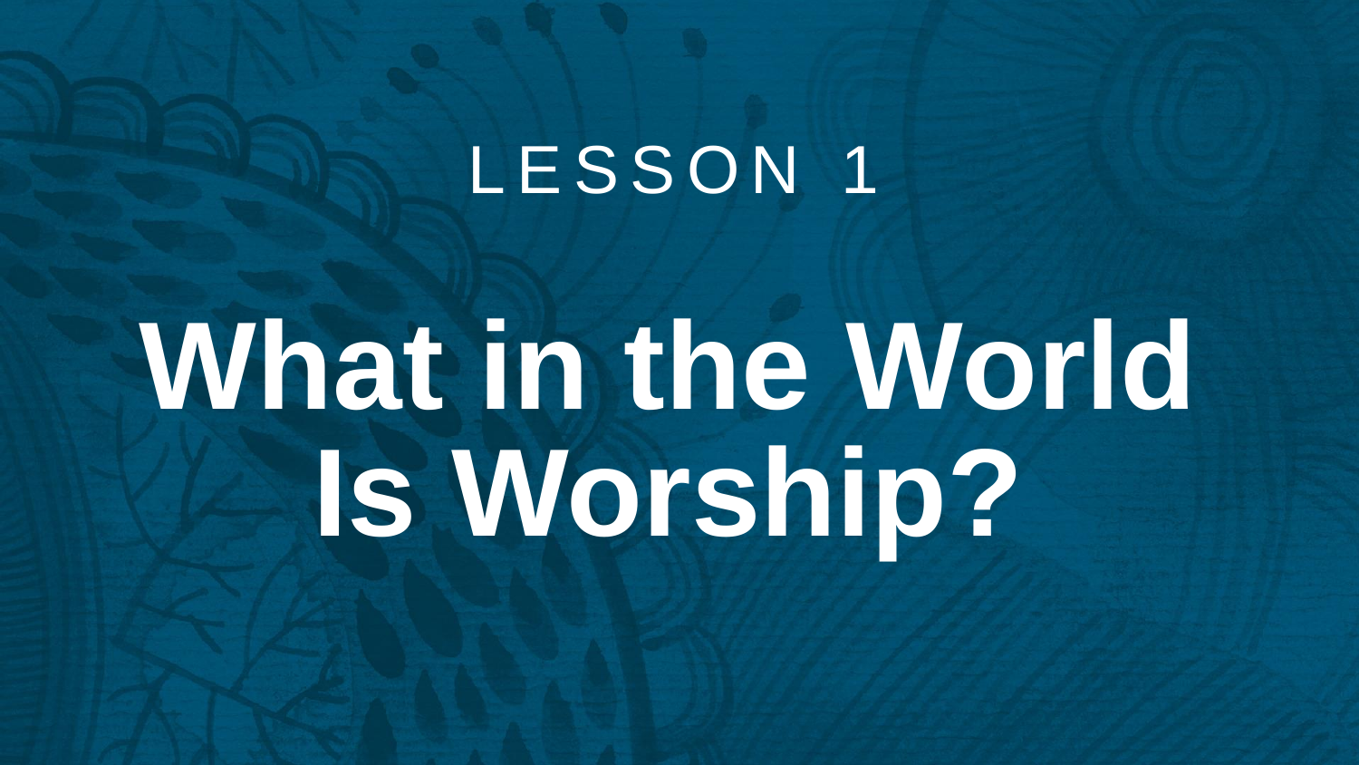LESSON 1

# What in the World Is Worship?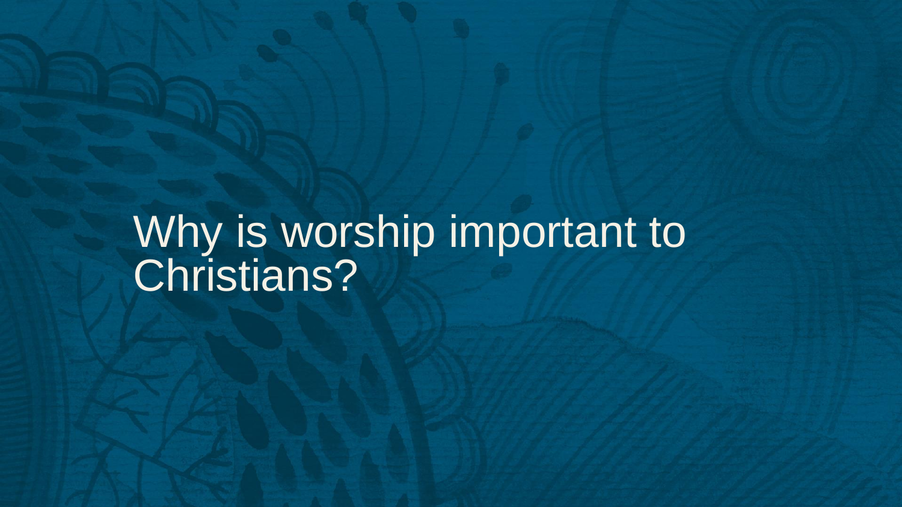# Why is worship important to Christians?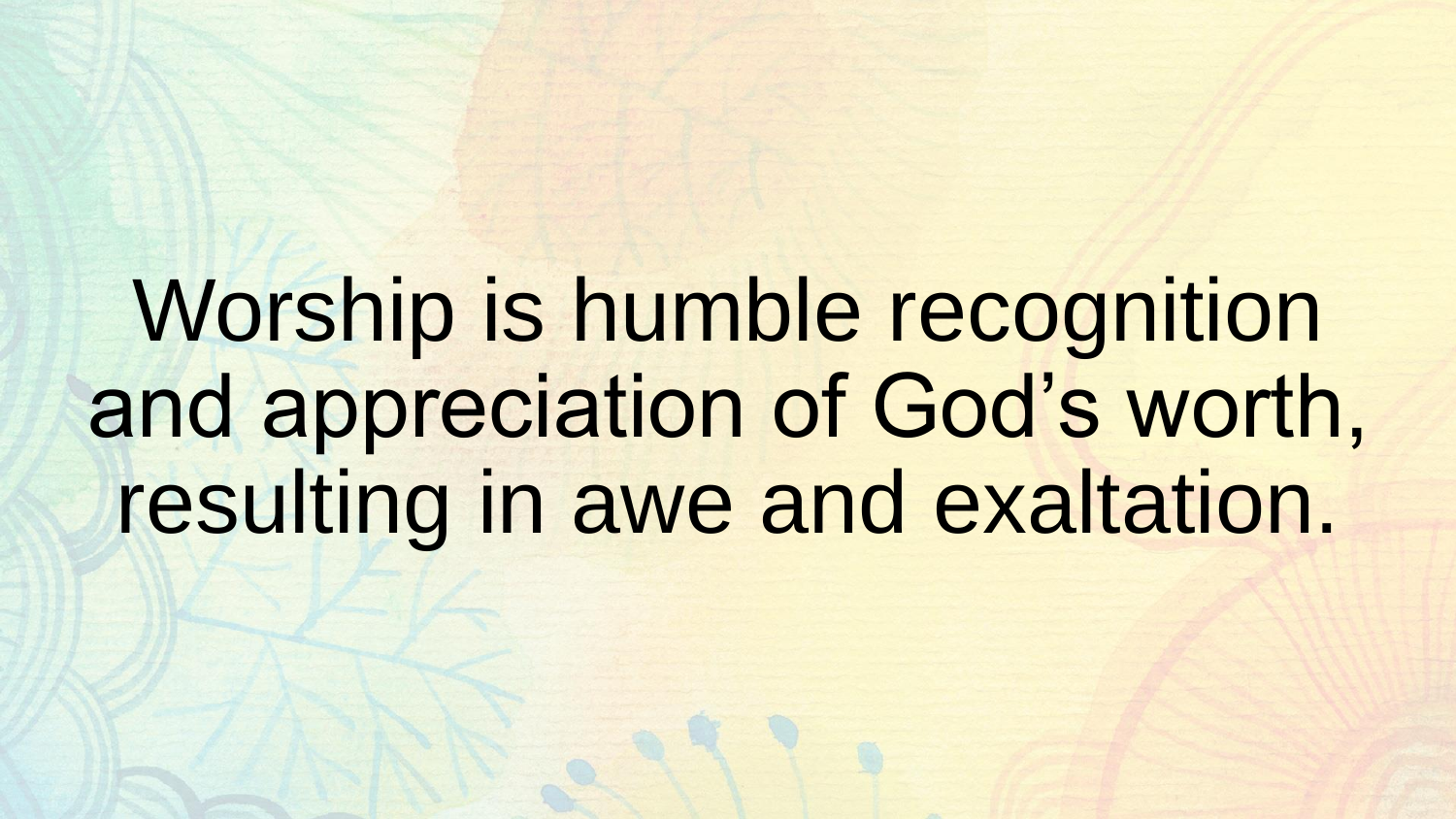Worship is humble recognition and appreciation of God’s worth, resulting in awe and exaltation.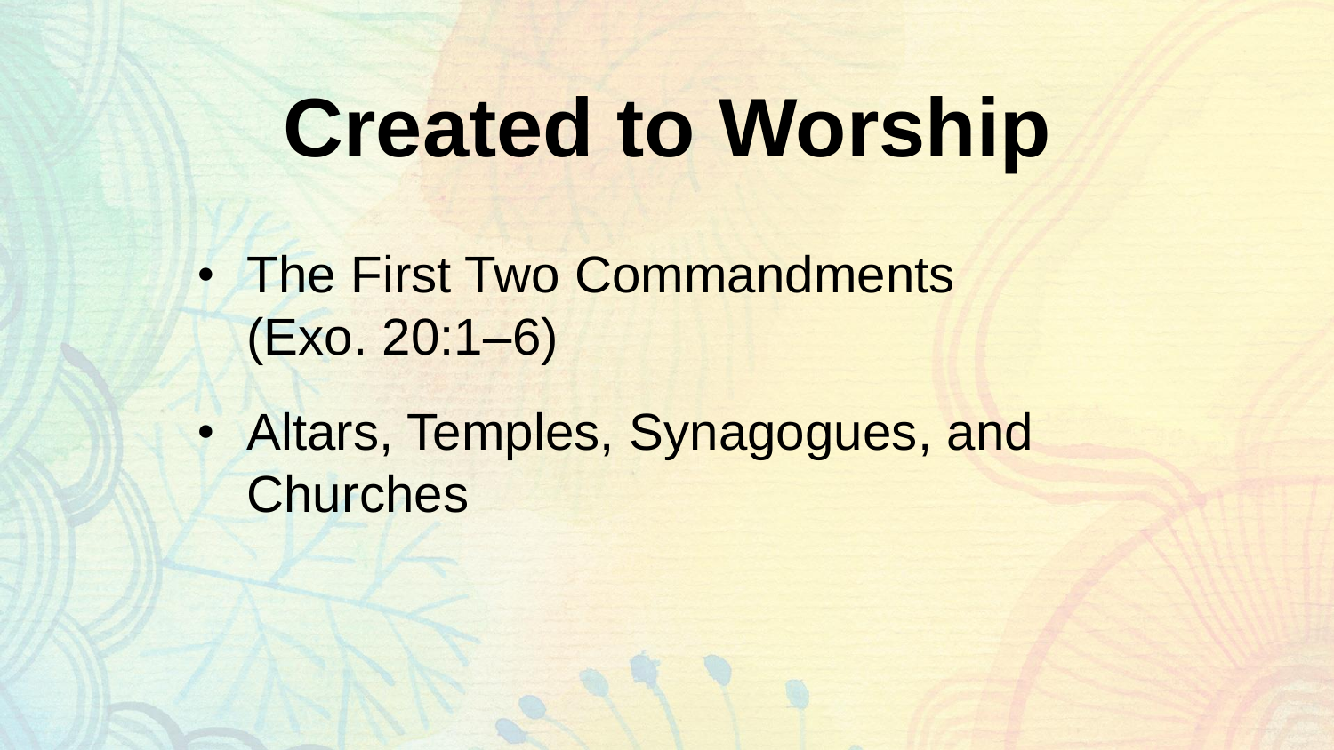# Created to Worship

- The First Two Commandments (Exo. 20:1–6)
- Altars, Temples, Synagogues, and Churches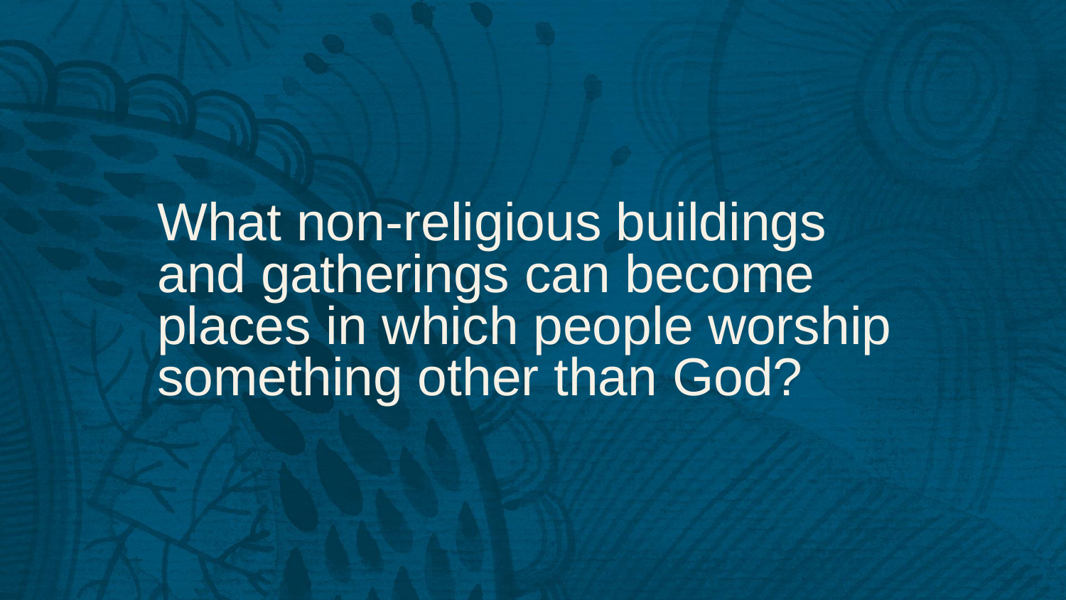What non-religious buildings and gatherings can become places in which people worship something other than God?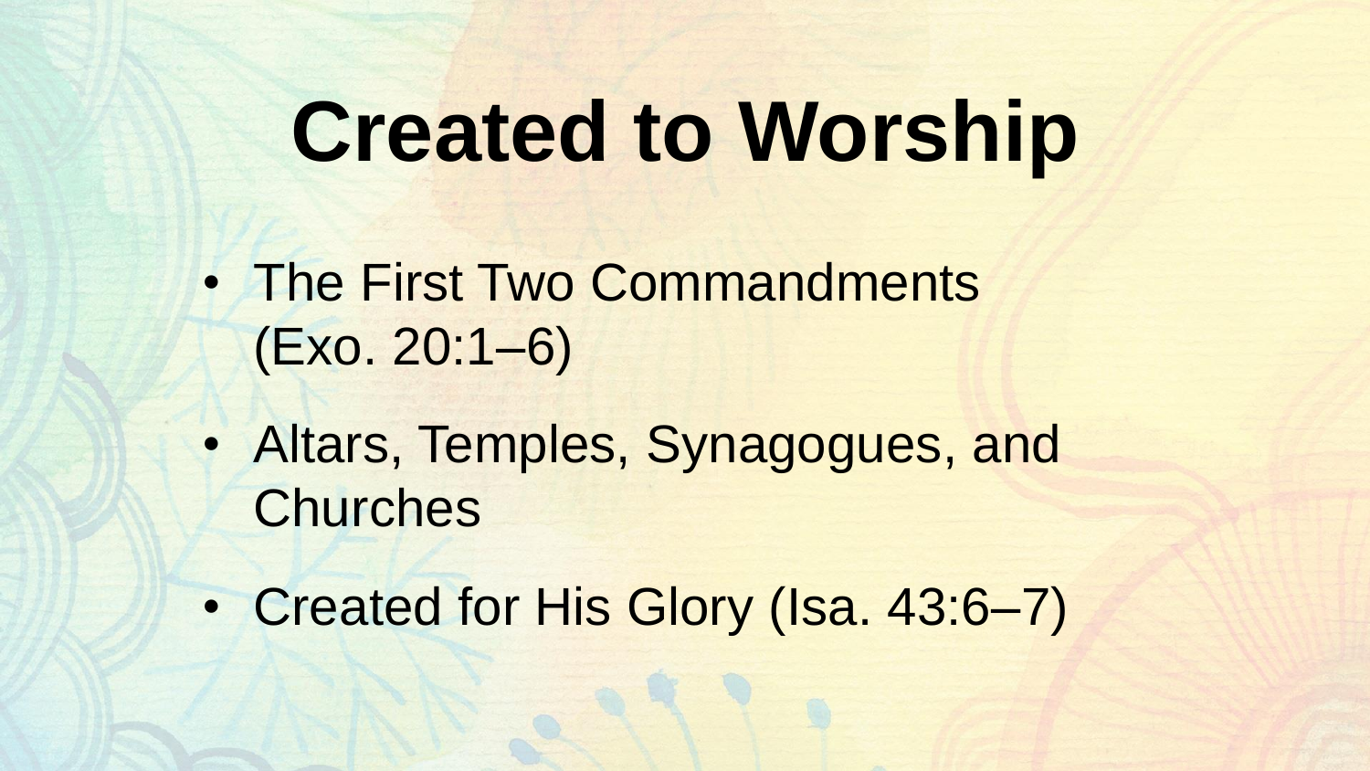# Created to Worship

- The First Two Commandments (Exo. 20:1–6)
- Altars, Temples, Synagogues, and Churches
- Created for His Glory (Isa. 43:6–7)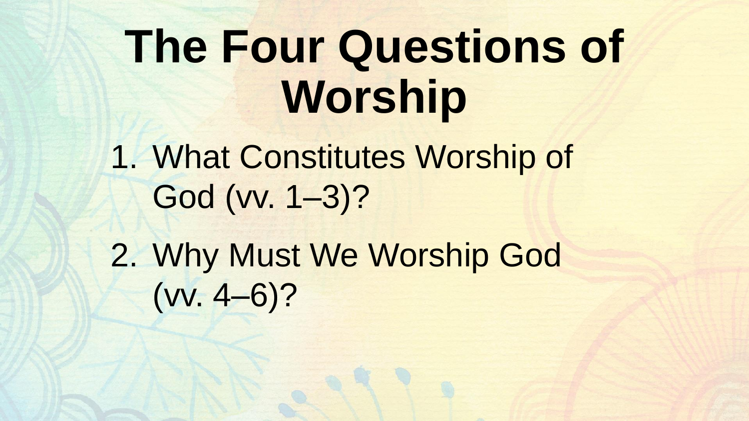# The Four Questions of Worship

1. What Constitutes Worship of God (vv. 1–3)?
2. Why Must We Worship God (vv. 4–6)?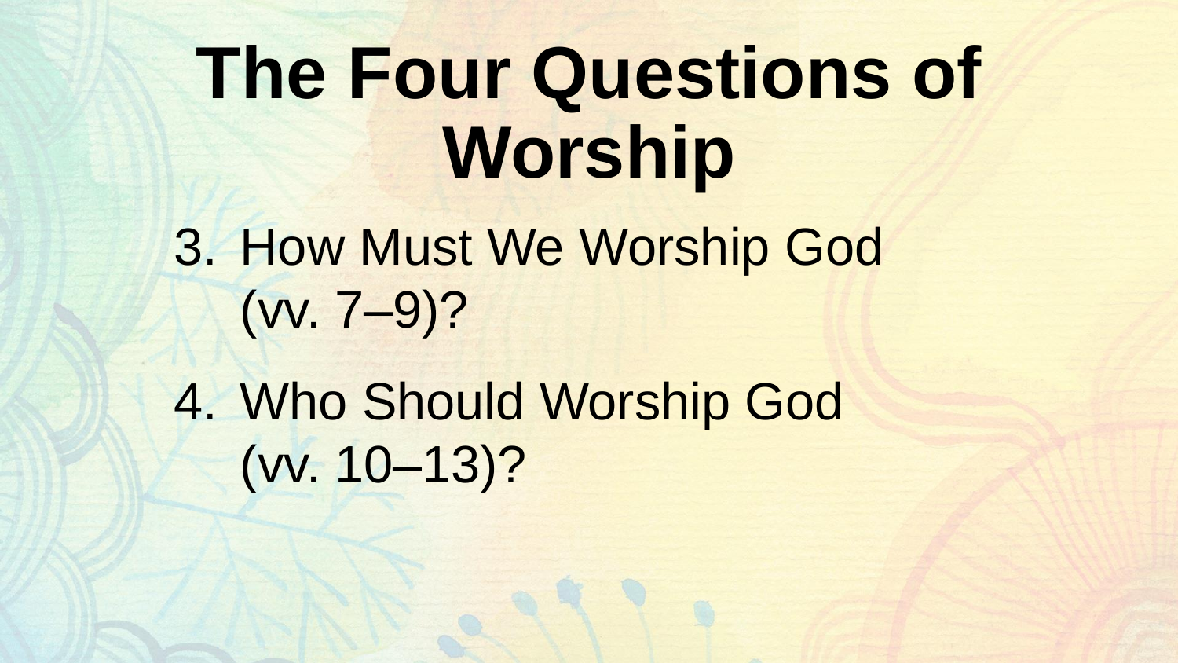# The Four Questions of Worship

3. How Must We Worship God (vv. 7–9)?
4. Who Should Worship God (vv. 10–13)?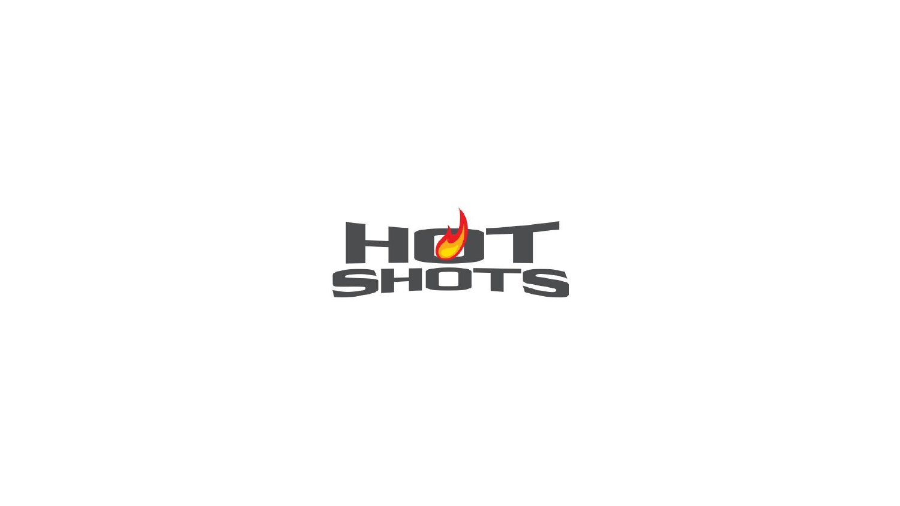HOT SHOTS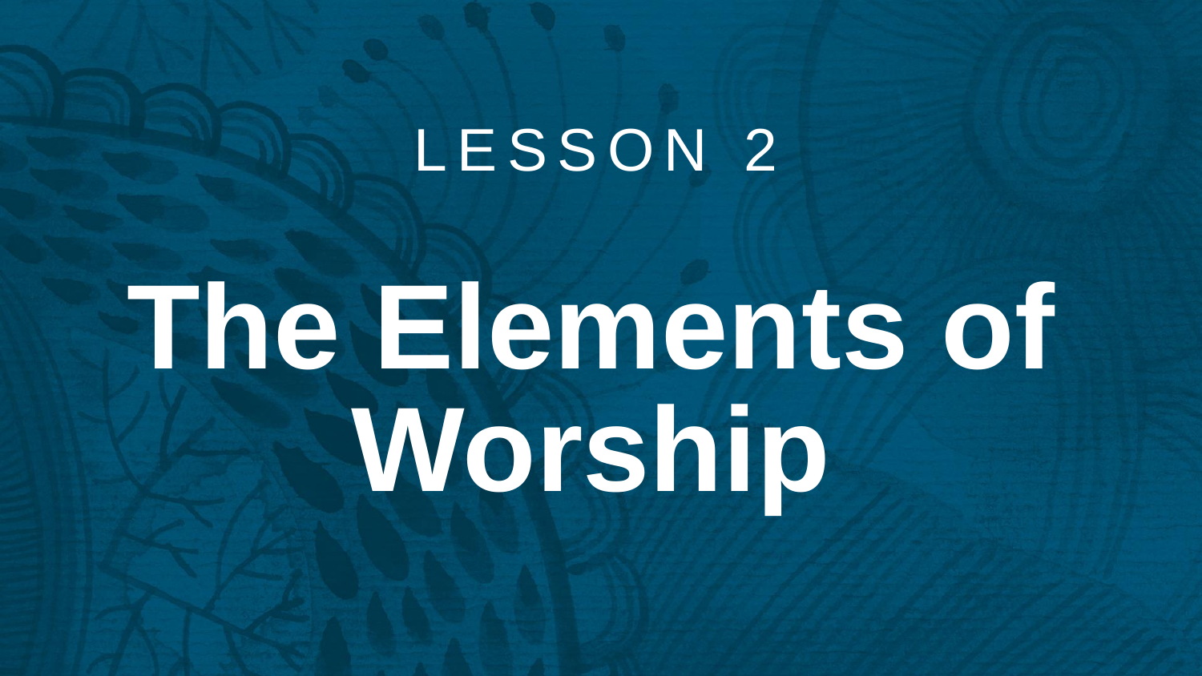LESSON 2

# The Elements of Worship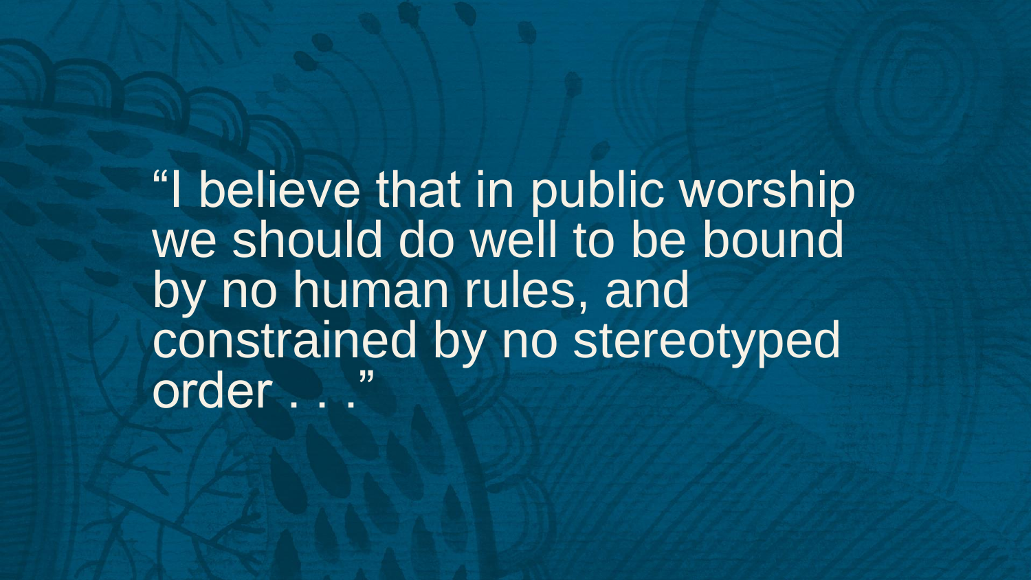"I believe that in public worship we should do well to be bound by no human rules, and constrained by no stereotyped order . . ."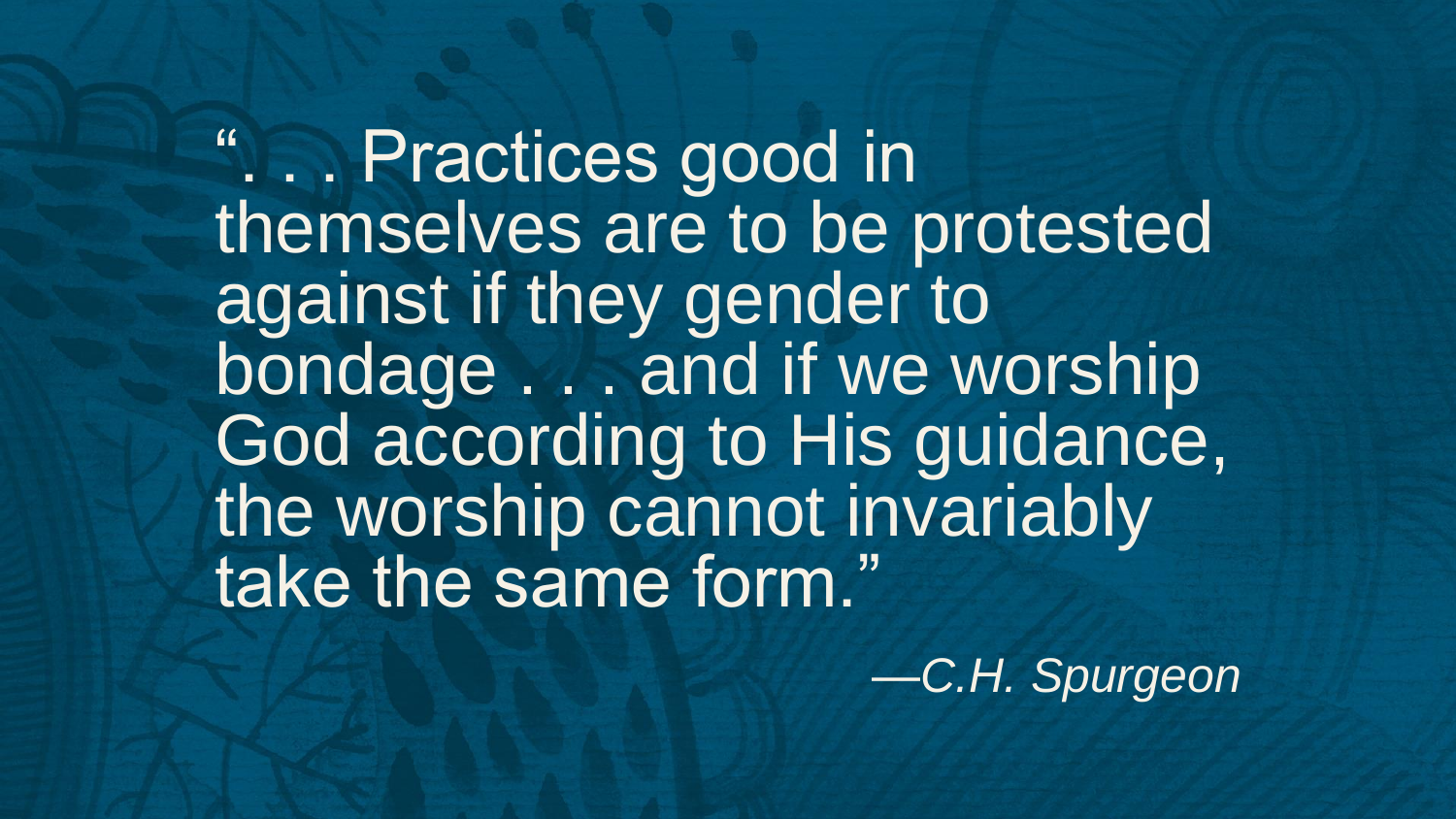"... Practices good in themselves are to be protested against if they gender to bondage ... and if we worship God according to His guidance, the worship cannot invariably take the same form."

*—C.H. Spurgeon*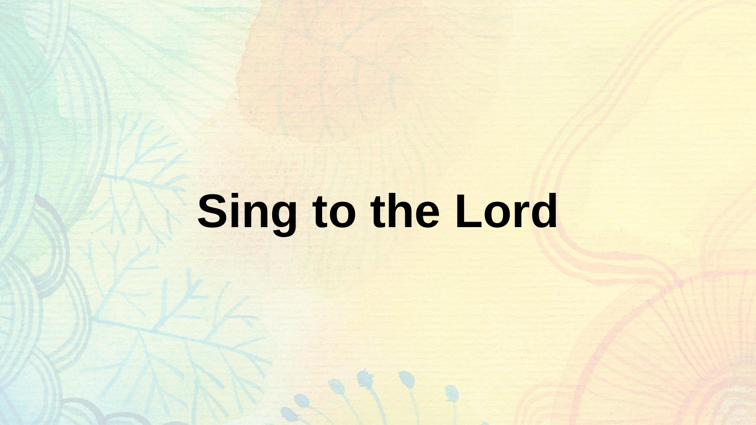# Sing to the Lord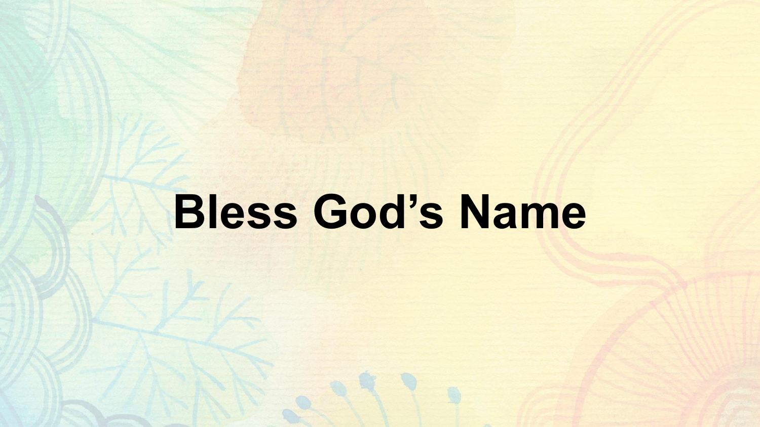# Bless God’s Name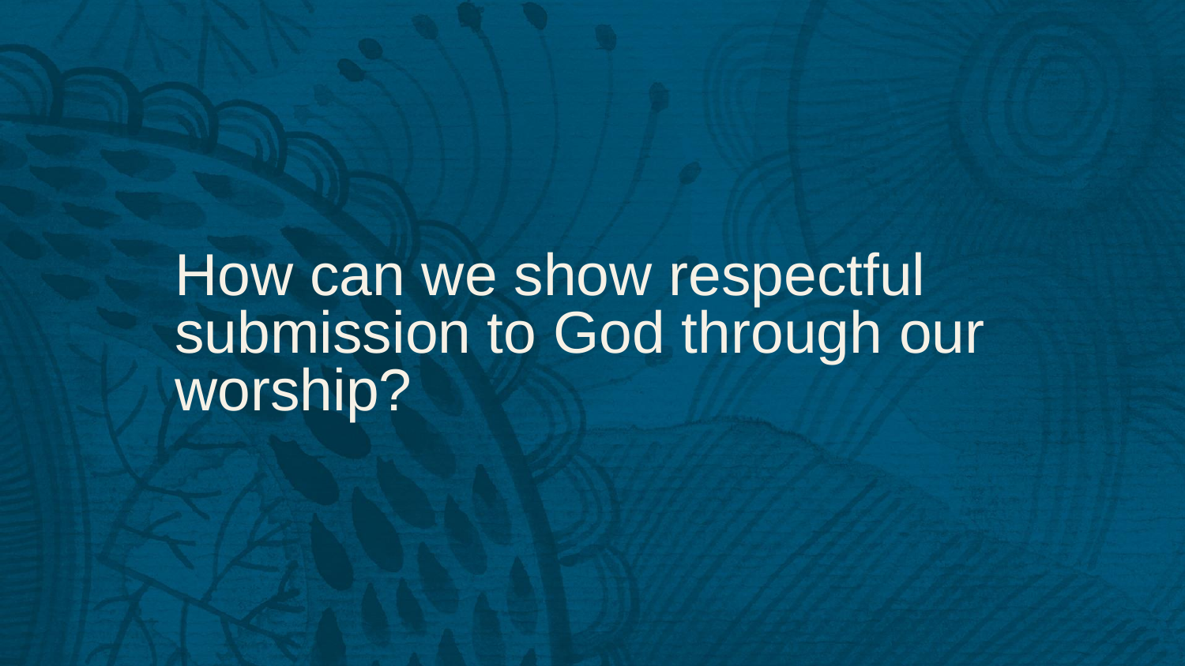How can we show respectful submission to God through our worship?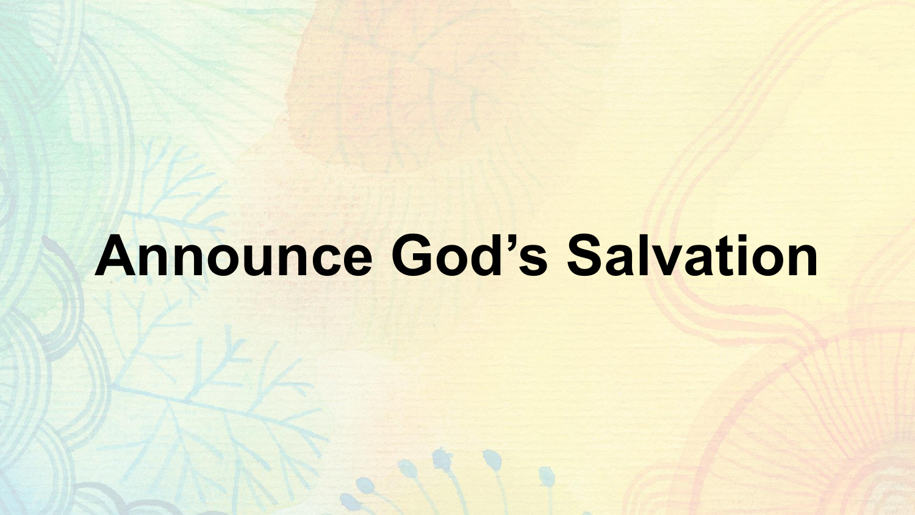# Announce God’s Salvation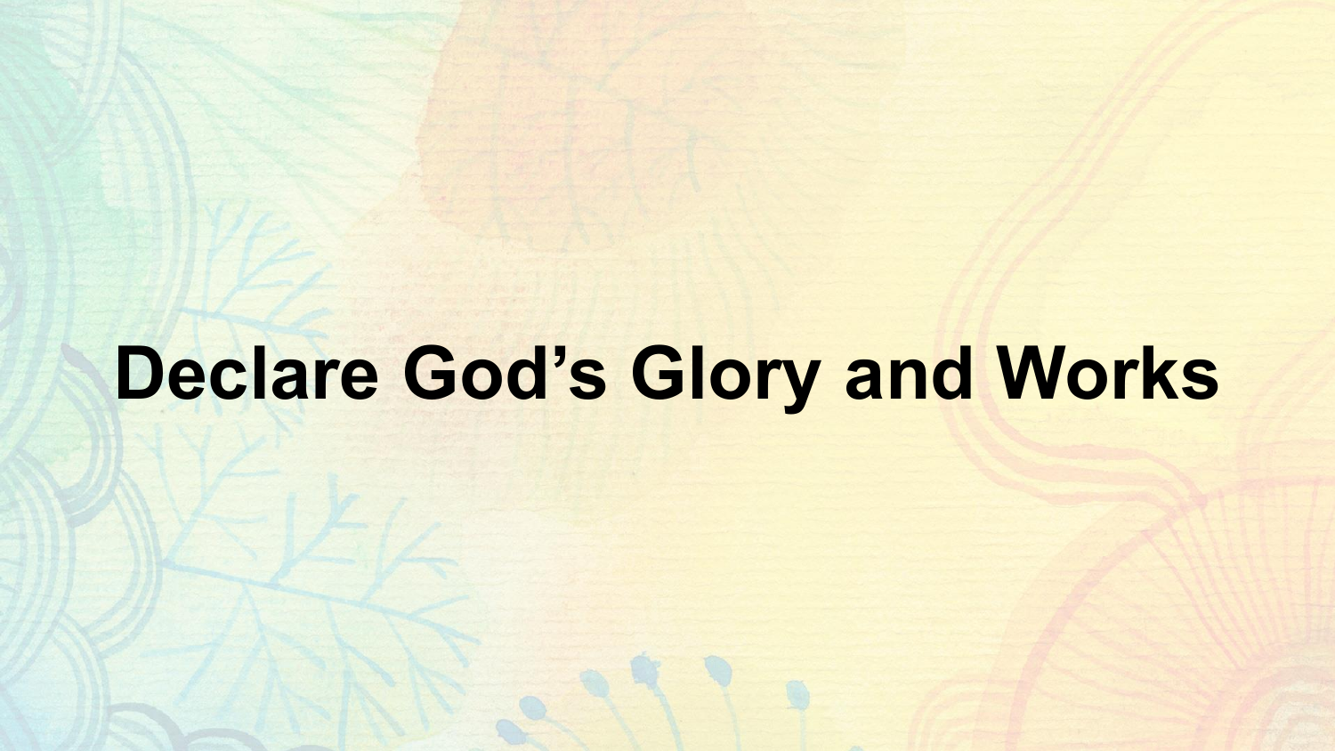# Declare God's Glory and Works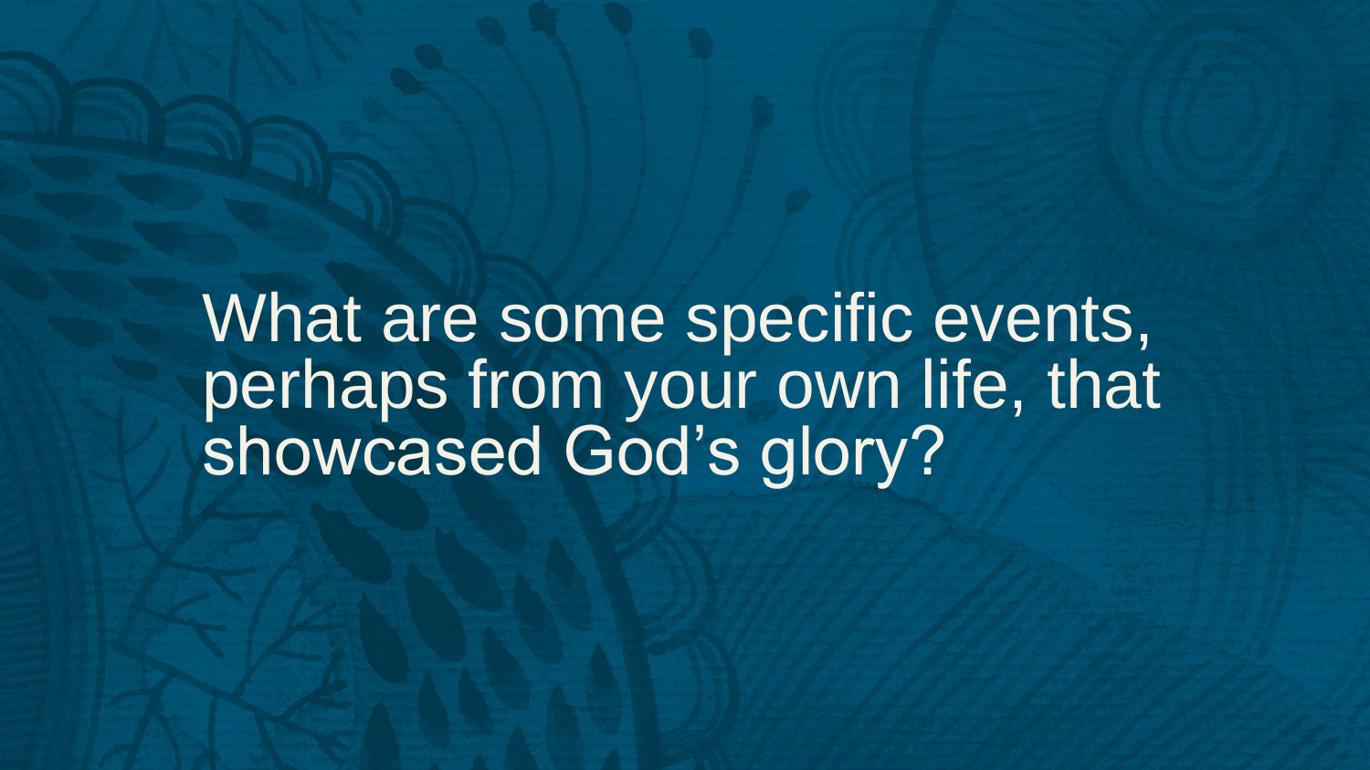What are some specific events, perhaps from your own life, that showcased God’s glory?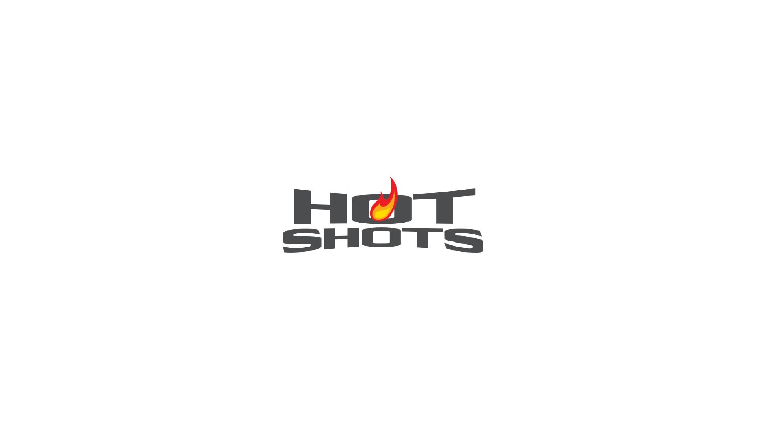HOT SHOTS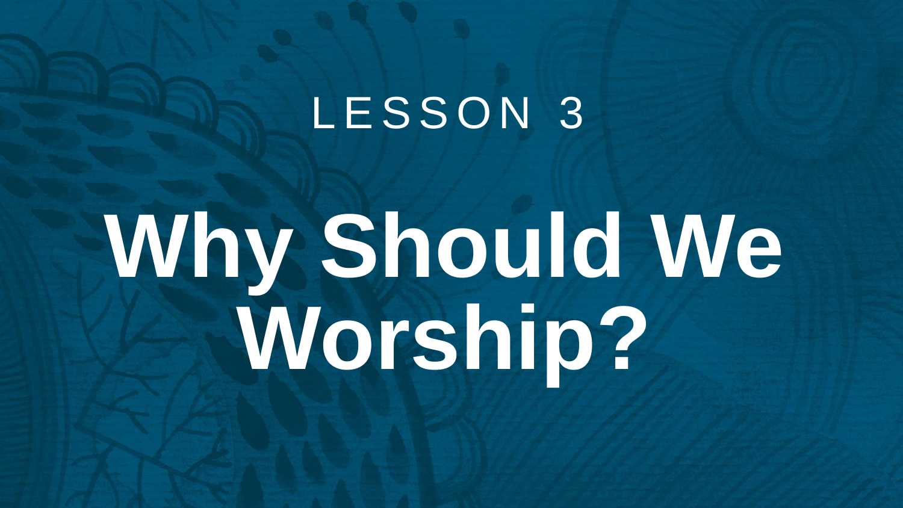LESSON 3

# Why Should We Worship?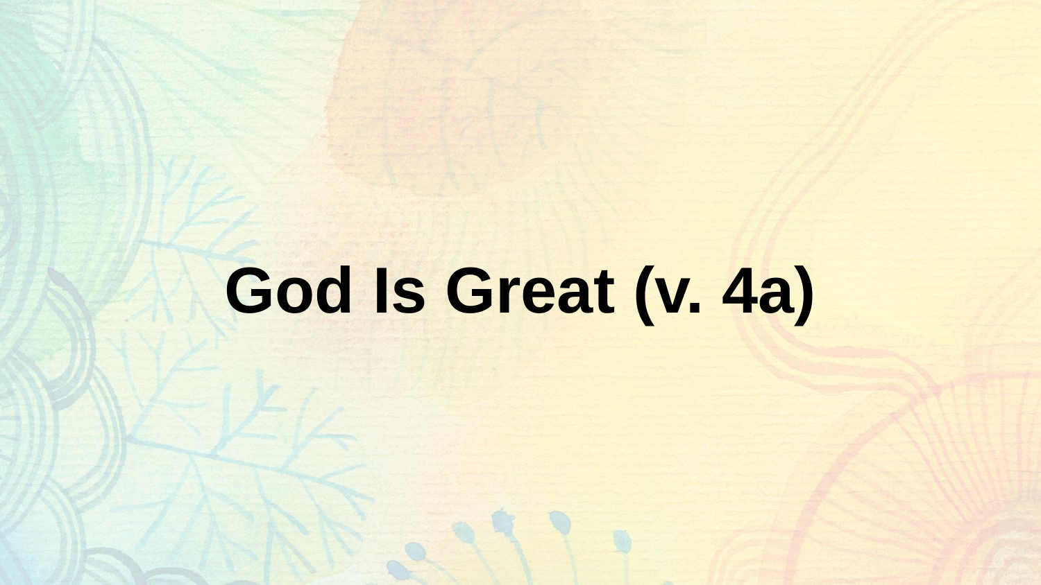# God Is Great (v. 4a)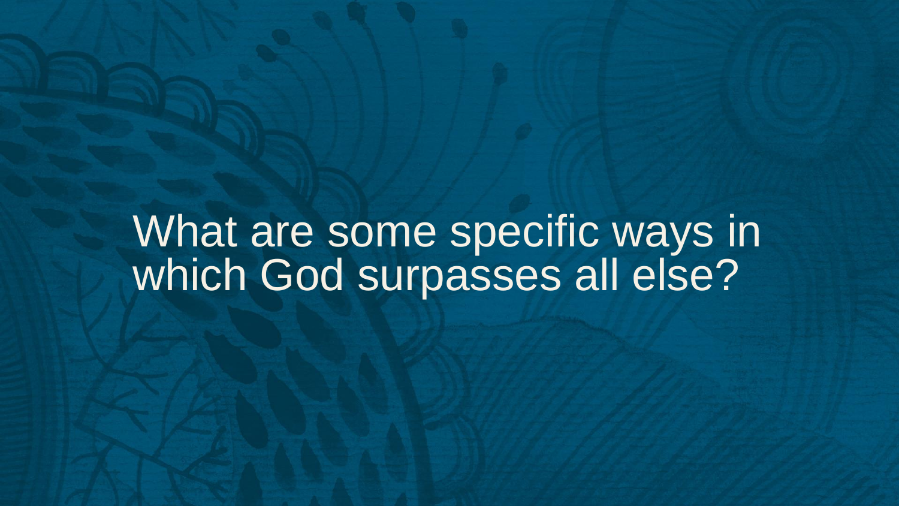What are some specific ways in which God surpasses all else?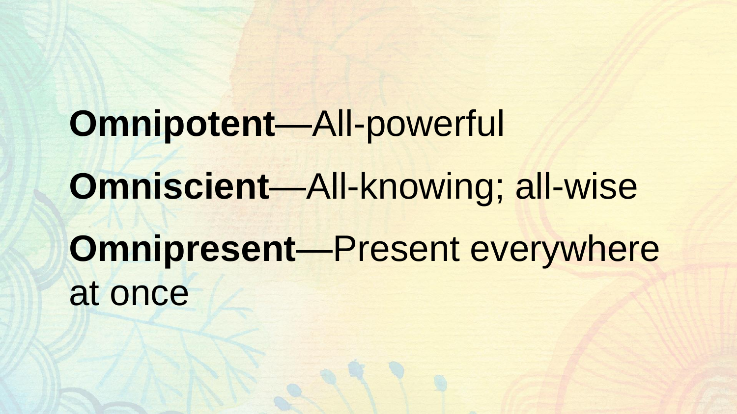**Omnipotent**—All-powerful

**Omniscient**—All-knowing; all-wise

**Omnipresent**—Present everywhere at once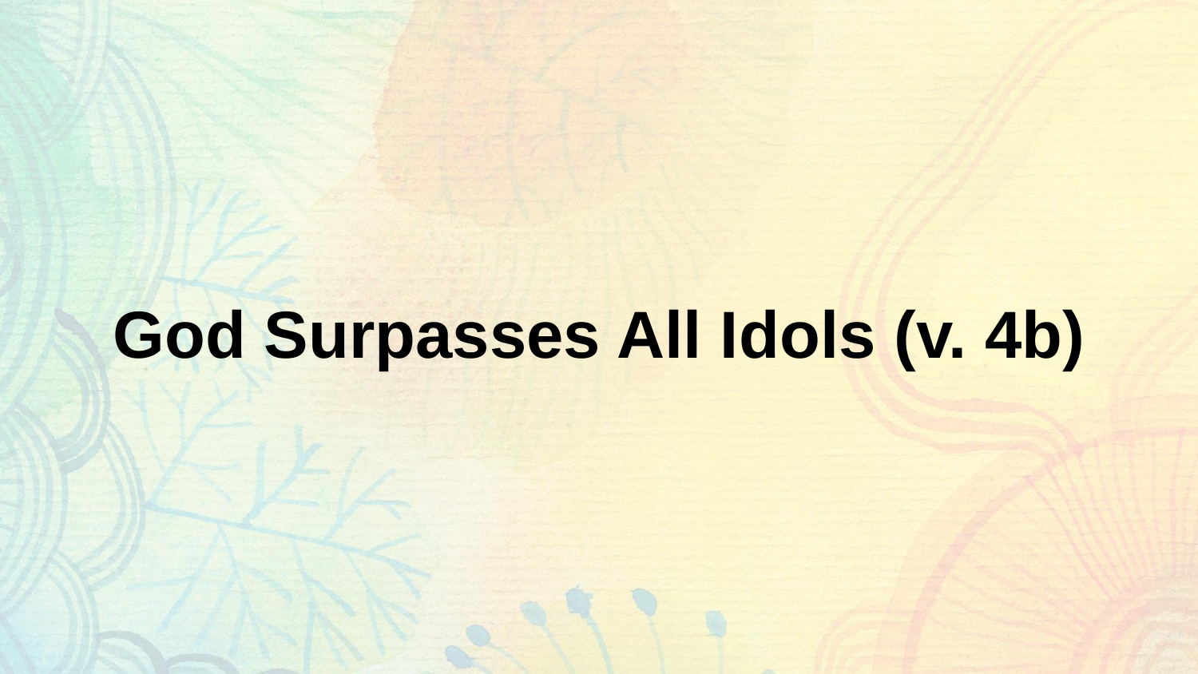# God Surpasses All Idols (v. 4b)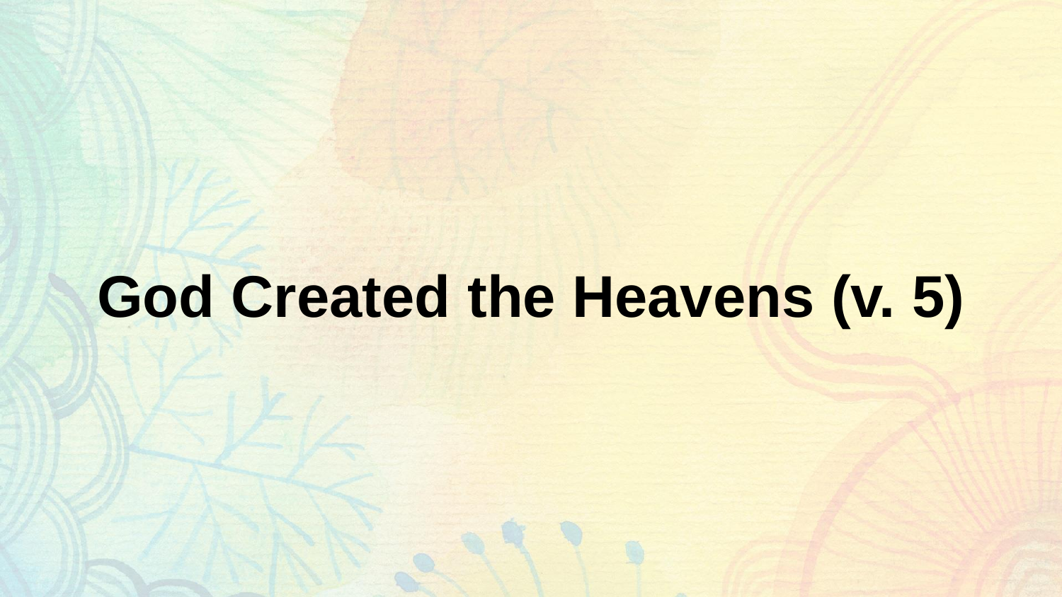# God Created the Heavens (v. 5)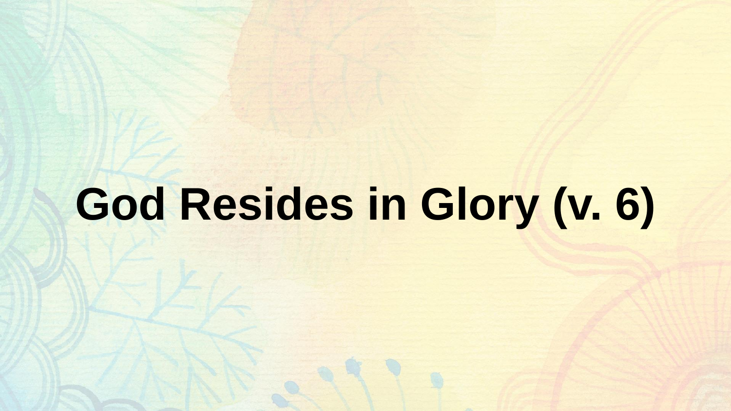# God Resides in Glory (v. 6)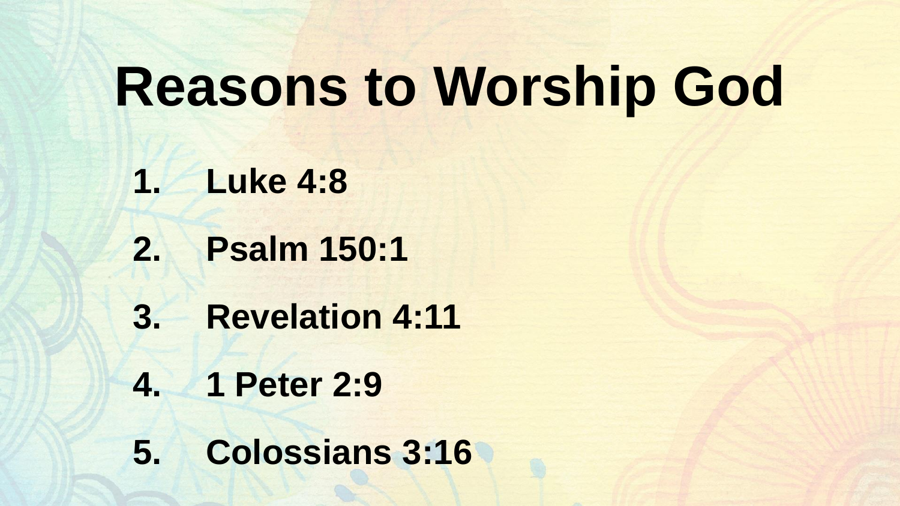# Reasons to Worship God

1. **Luke 4:8**
2. **Psalm 150:1**
3. **Revelation 4:11**
4. **1 Peter 2:9**
5. **Colossians 3:16**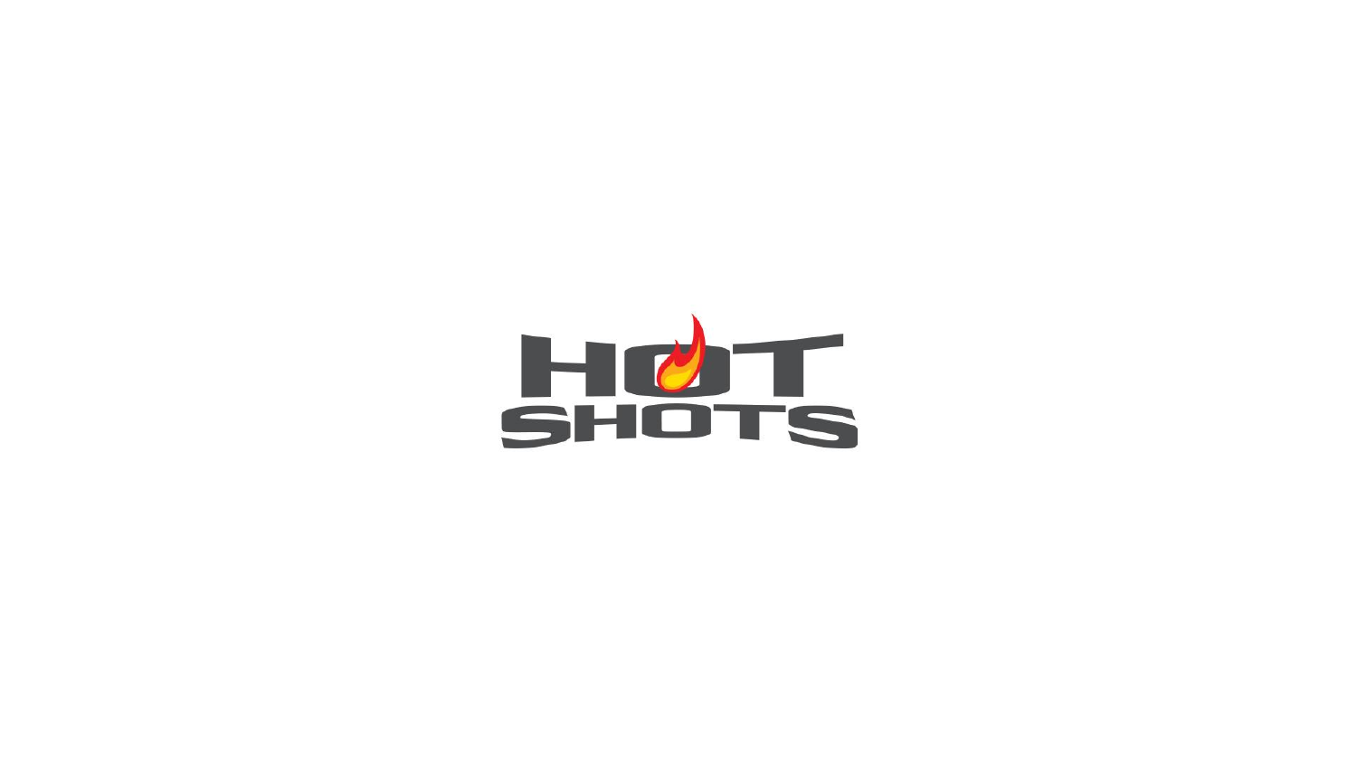HOT SHOTS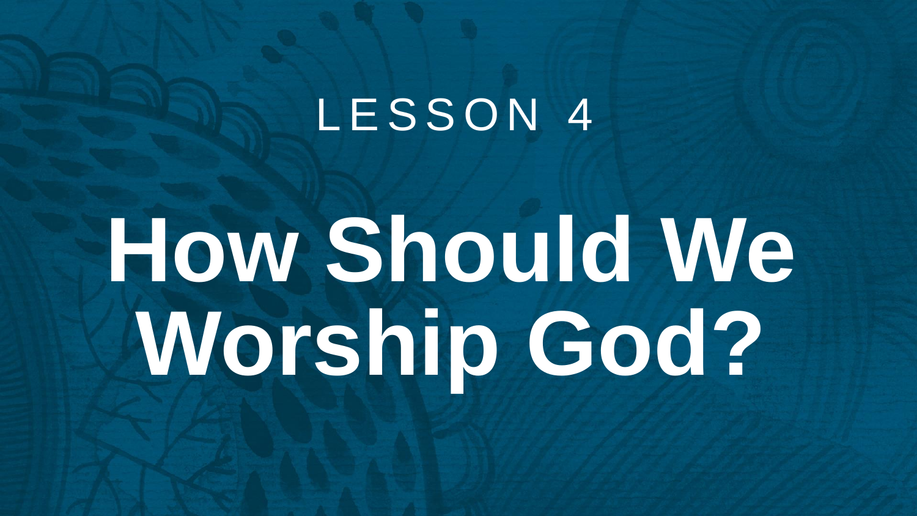LESSON 4

# How Should We Worship God?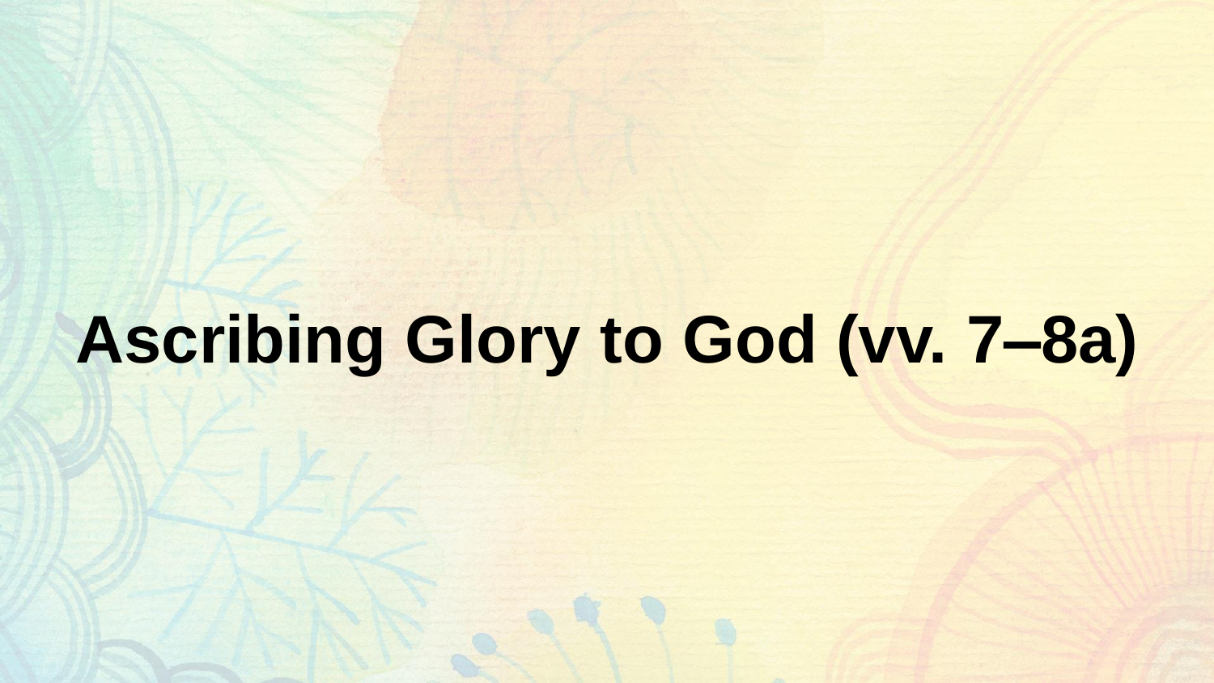# Ascribing Glory to God (vv. 7–8a)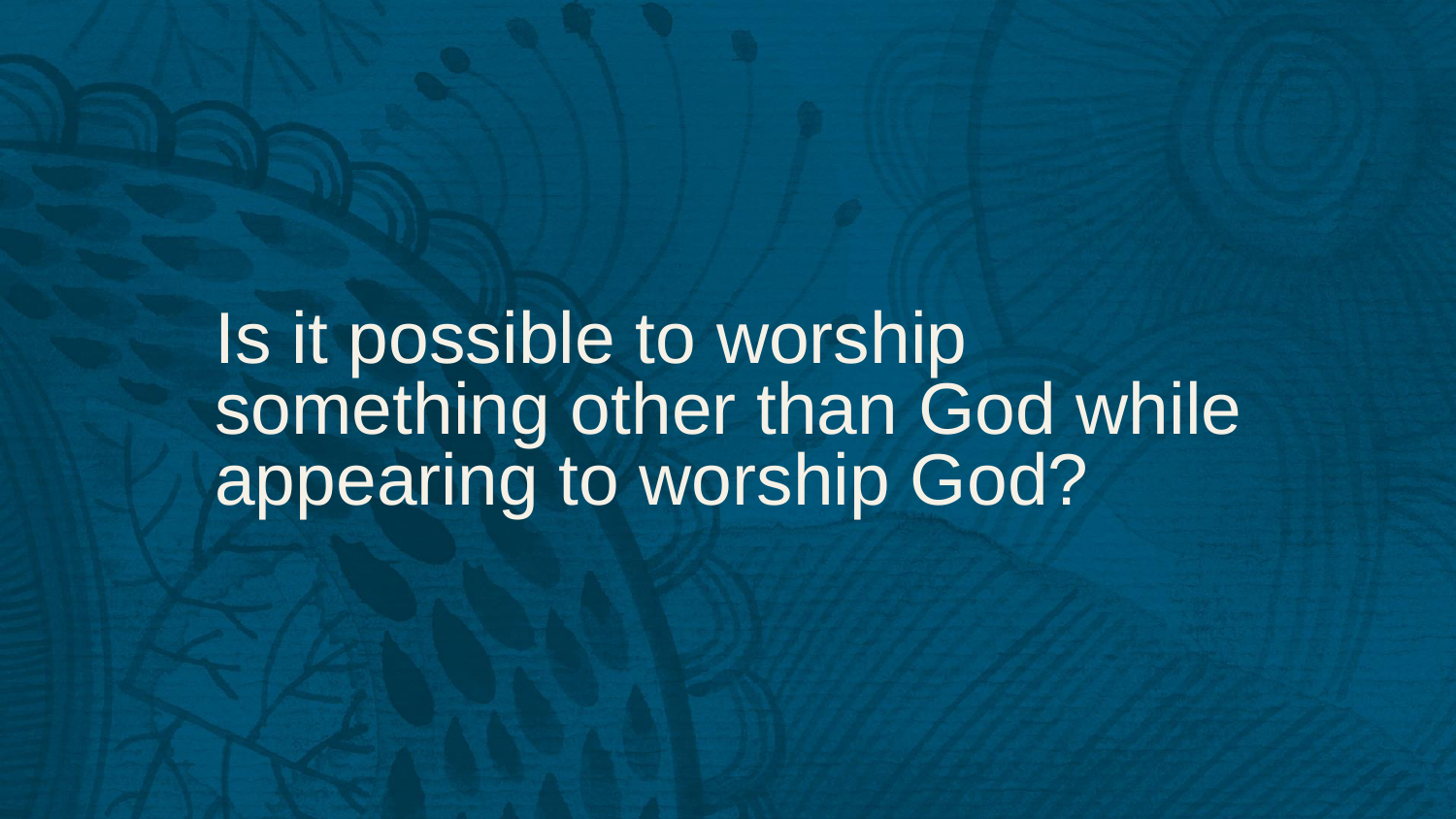Is it possible to worship something other than God while appearing to worship God?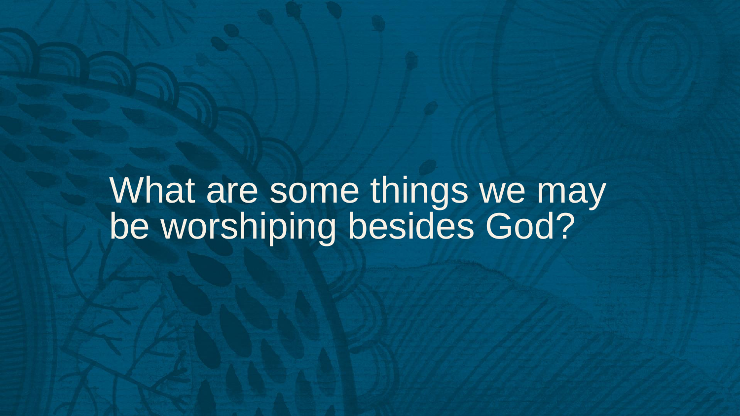What are some things we may be worshiping besides God?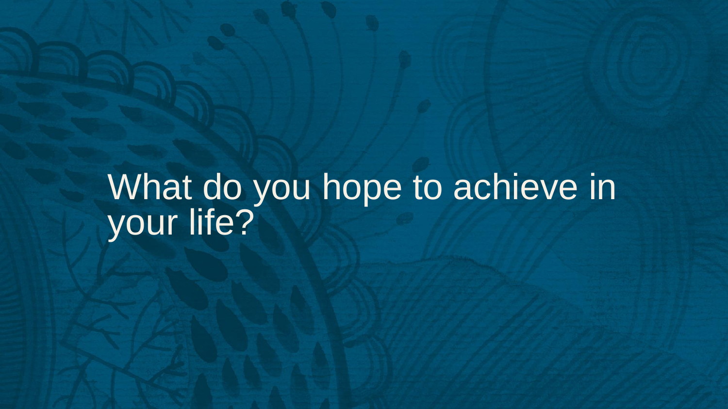# What do you hope to achieve in your life?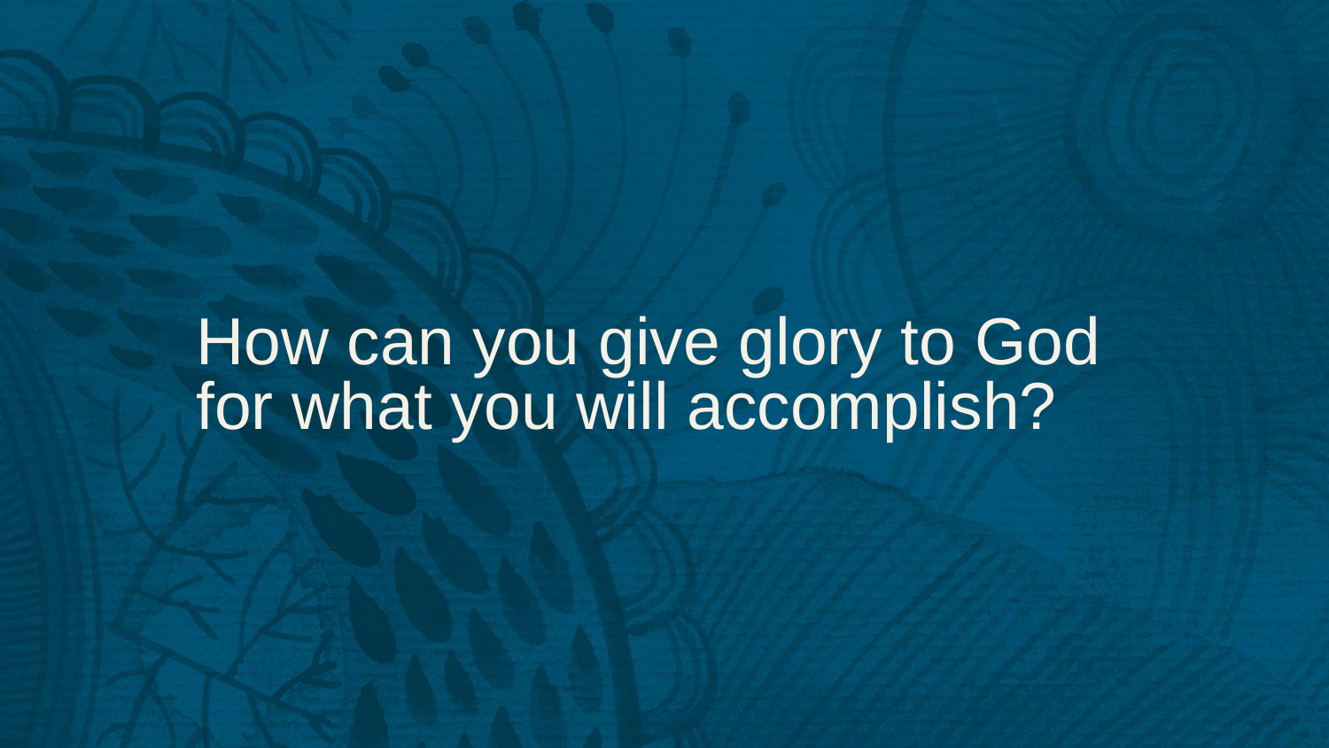How can you give glory to God for what you will accomplish?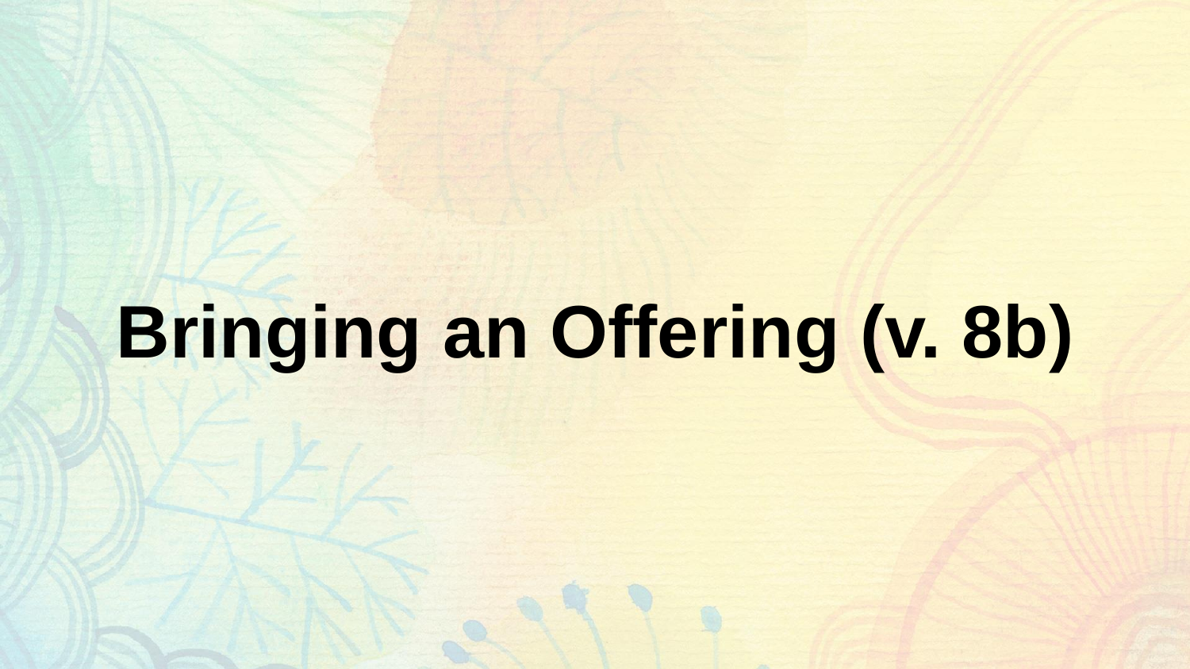# Bringing an Offering (v. 8b)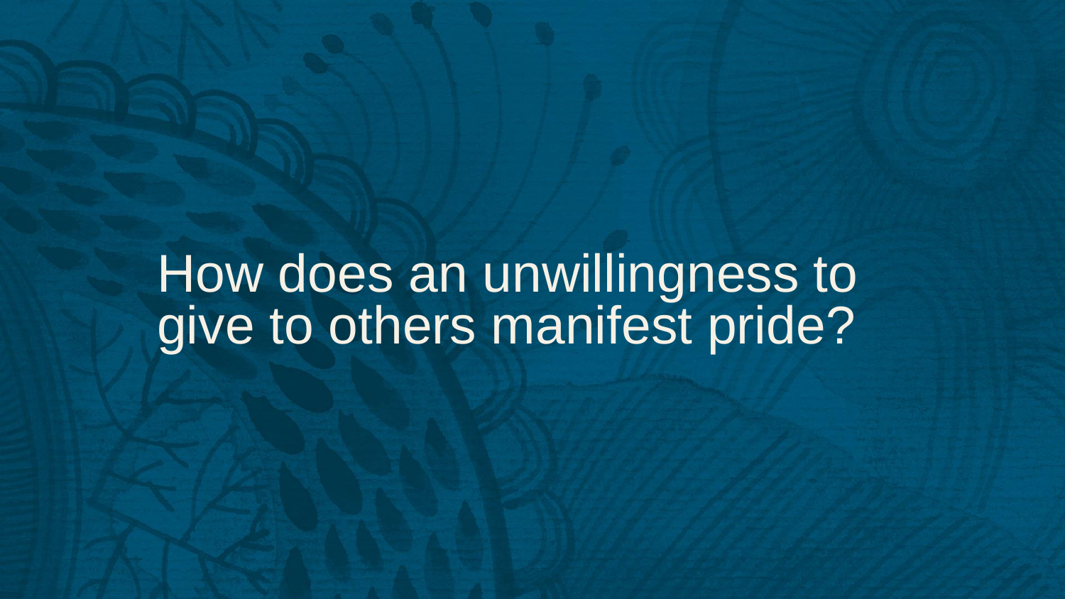How does an unwillingness to give to others manifest pride?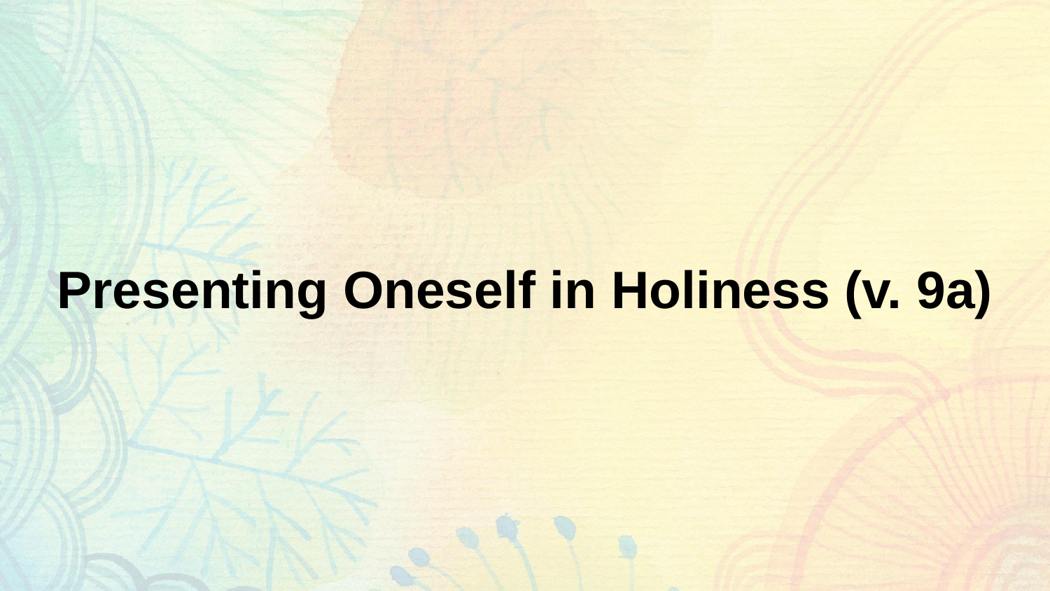# Presenting Oneself in Holiness (v. 9a)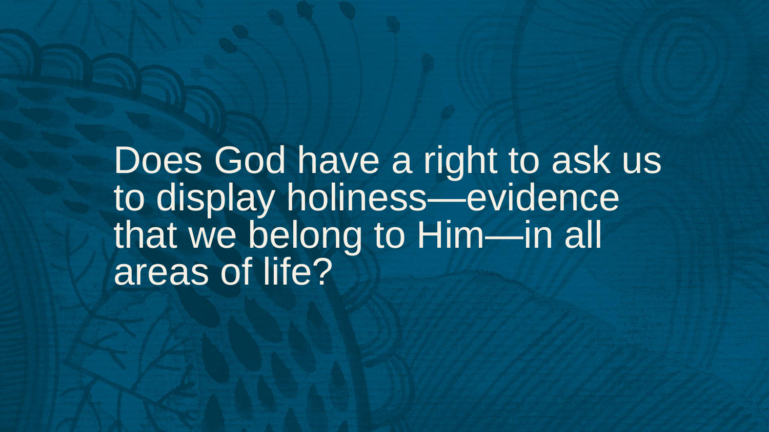Does God have a right to ask us to display holiness—evidence that we belong to Him—in all areas of life?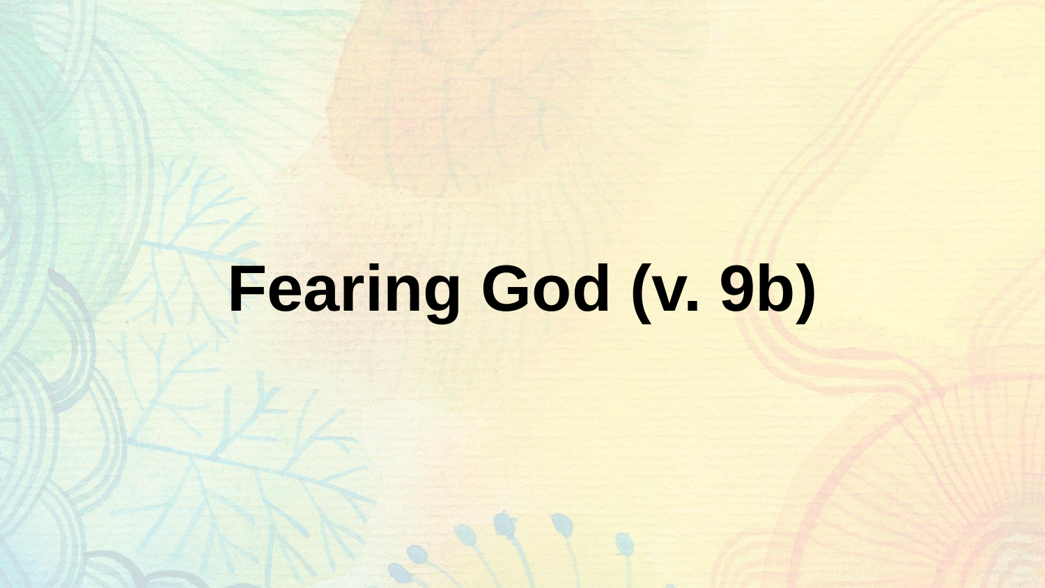# Fearing God (v. 9b)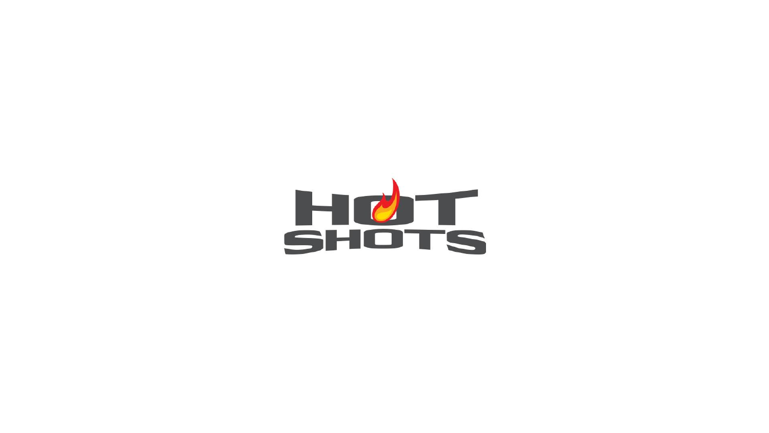HOT SHOTS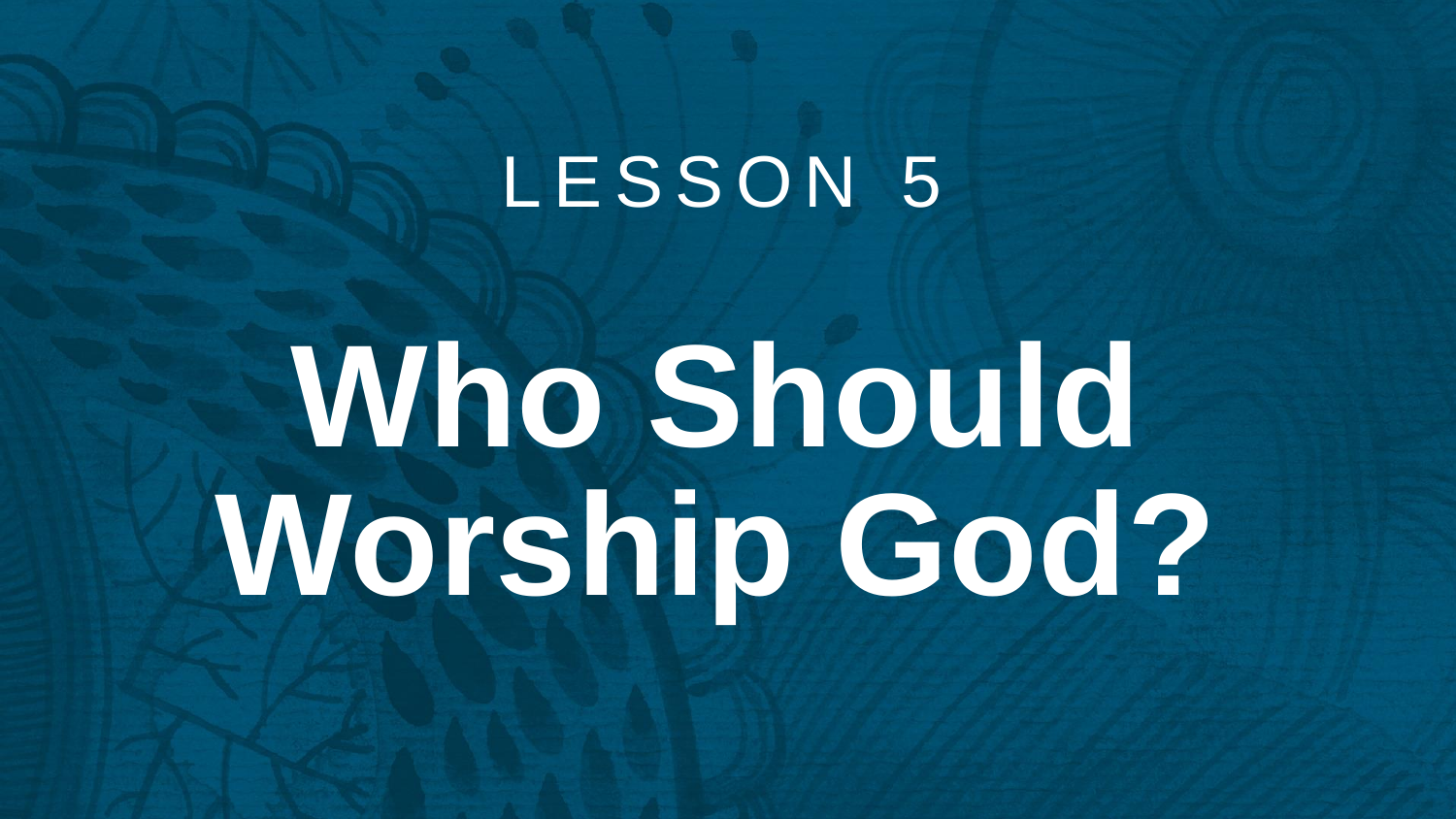LESSON 5

# Who Should Worship God?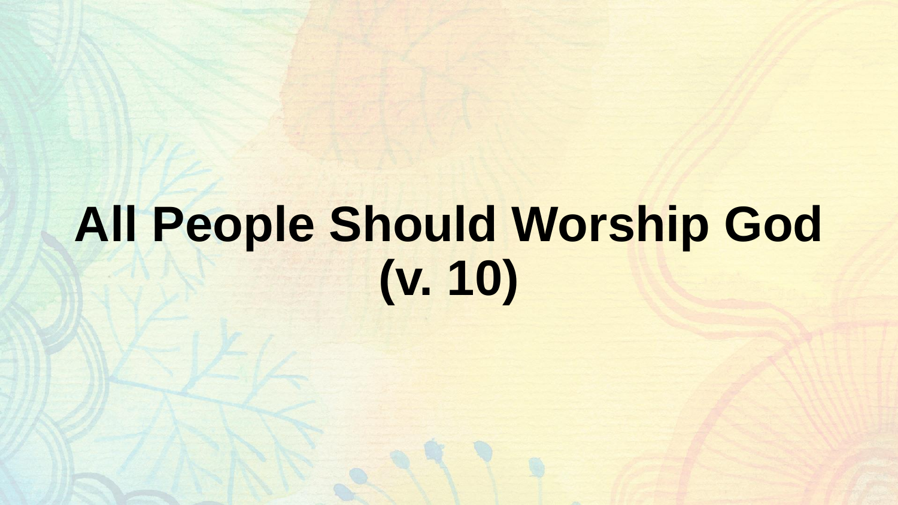# All People Should Worship God (v. 10)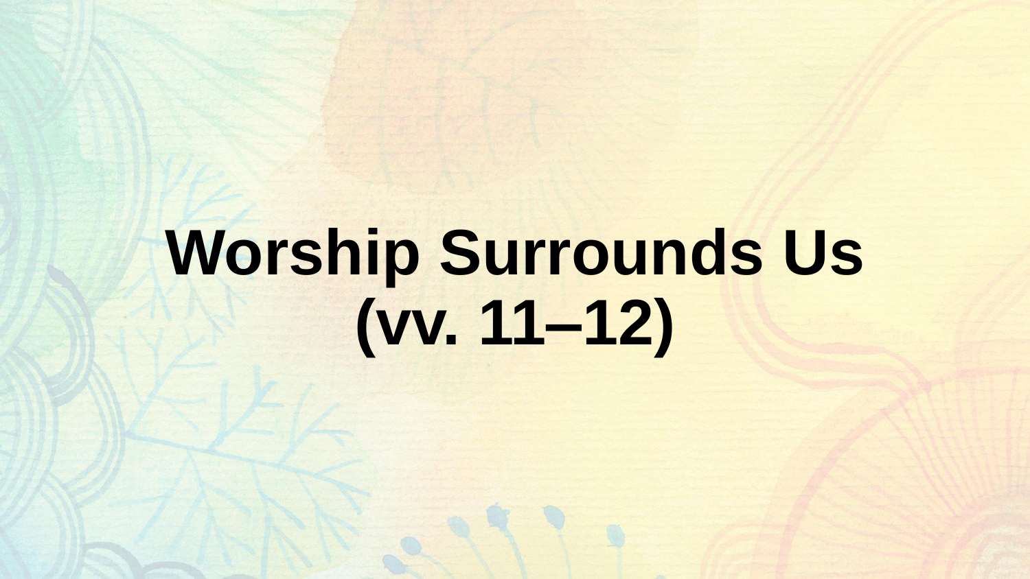# Worship Surrounds Us (vv. 11–12)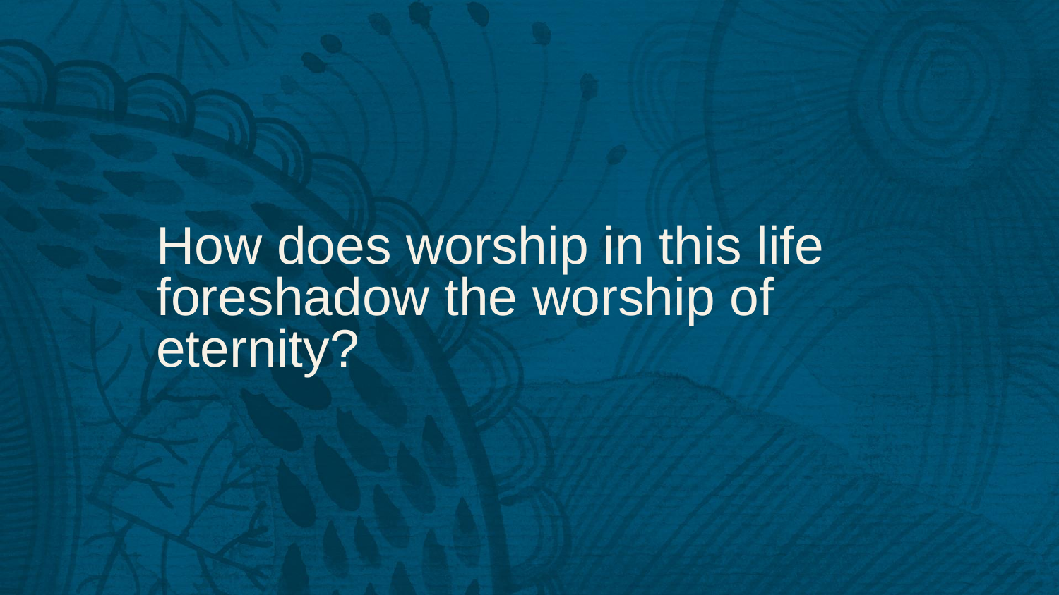How does worship in this life foreshadow the worship of eternity?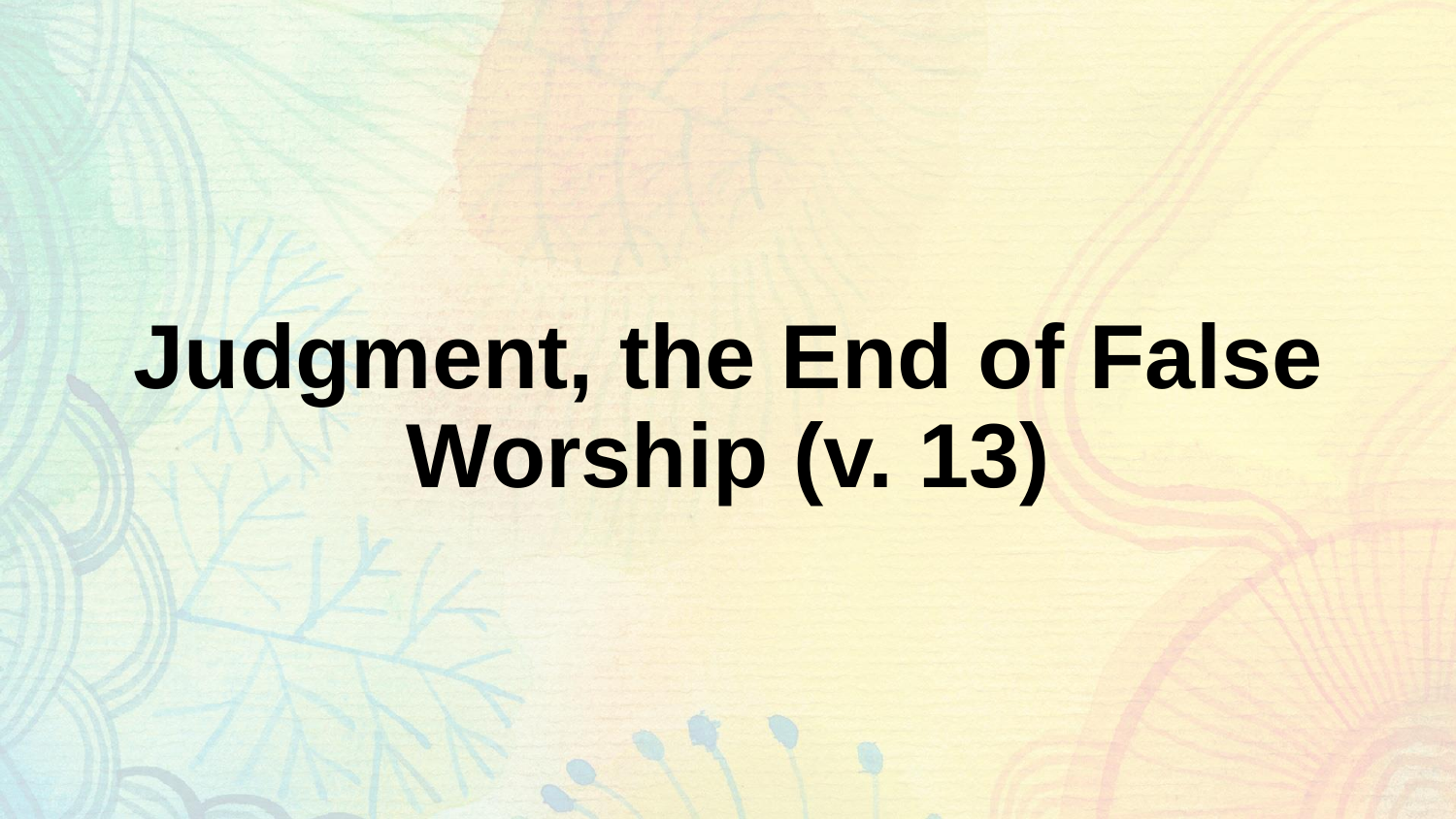# Judgment, the End of False Worship (v. 13)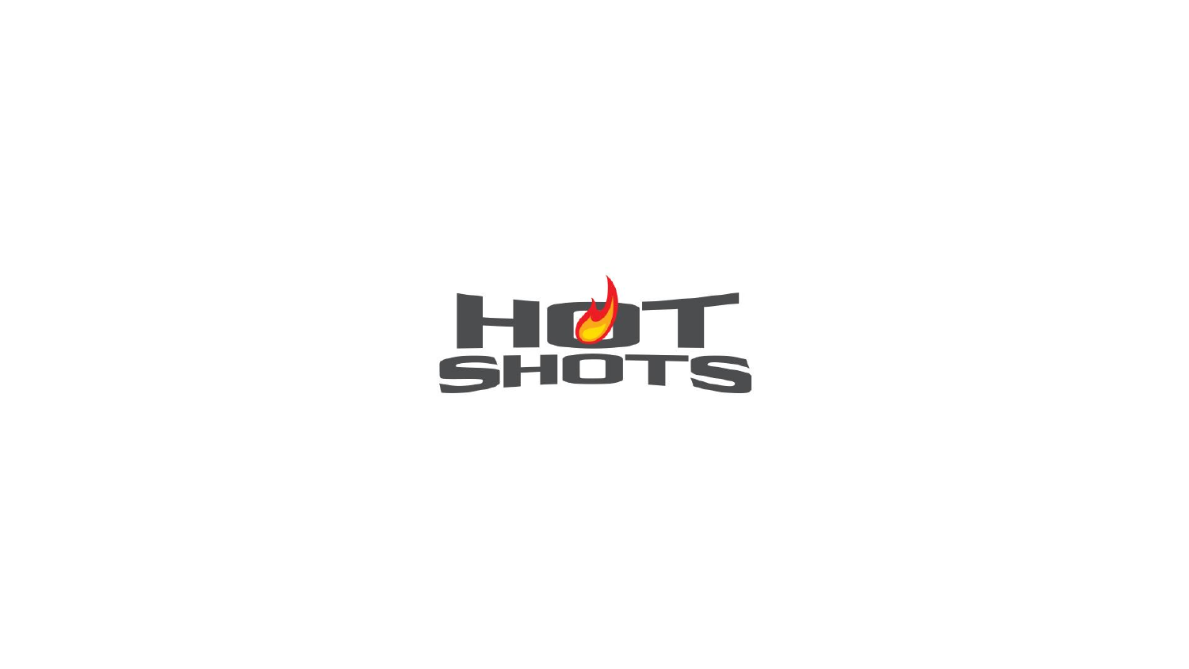HOT SHOTS